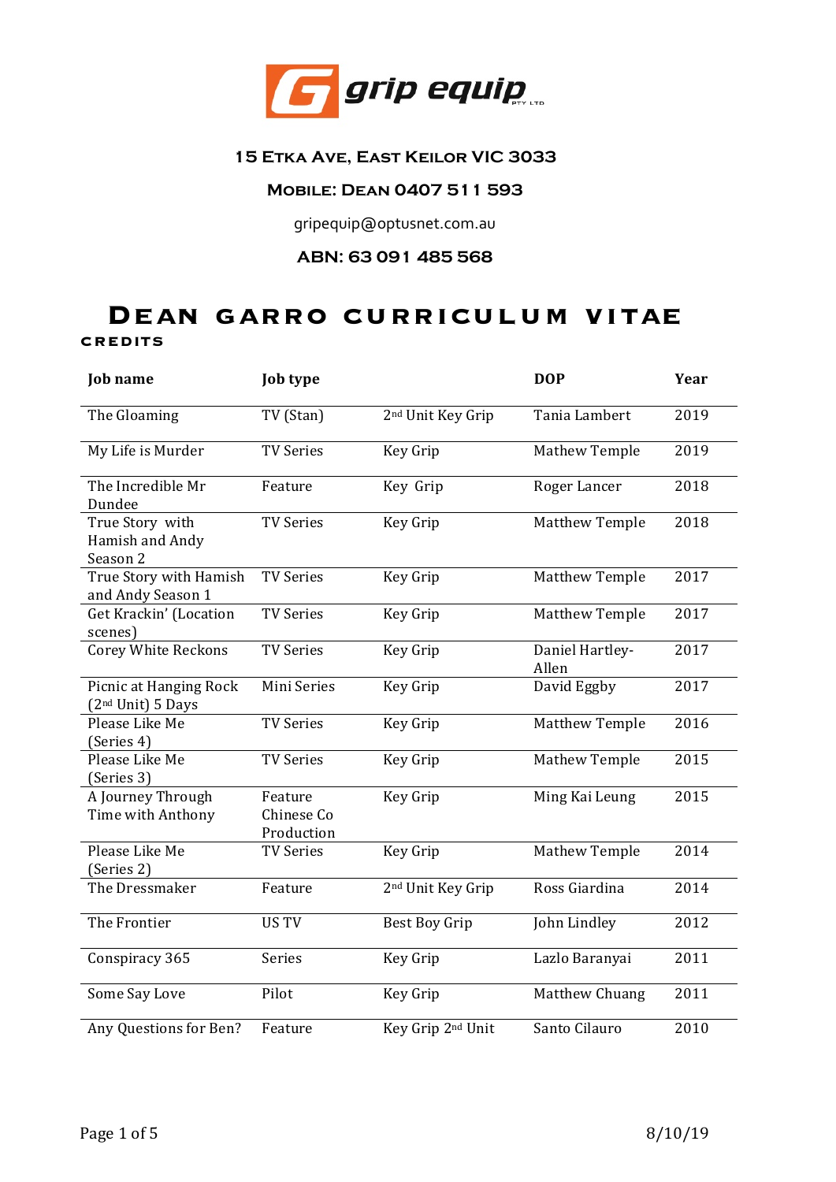grip equip PTY LTD

**15 Etka Ave, East Keilor VIC 3033**

**Mobile: Dean 0407 511 593**

gripequip@optusnet.com.au

**ABN: 63 091 485 568**

# Dean Garro Curriculum Vitae

## Credits

| Job name | Job type | | DOP | Year |
|---|---|---|---|---|
| The Gloaming | TV (Stan) | 2nd Unit Key Grip | Tania Lambert | 2019 |
| My Life is Murder | TV Series | Key Grip | Mathew Temple | 2019 |
| The Incredible Mr Dundee | Feature | Key Grip | Roger Lancer | 2018 |
| True Story with Hamish and Andy Season 2 | TV Series | Key Grip | Matthew Temple | 2018 |
| True Story with Hamish and Andy Season 1 | TV Series | Key Grip | Matthew Temple | 2017 |
| Get Krackin' (Location scenes) | TV Series | Key Grip | Matthew Temple | 2017 |
| Corey White Reckons | TV Series | Key Grip | Daniel Hartley-Allen | 2017 |
| Picnic at Hanging Rock (2nd Unit) 5 Days | Mini Series | Key Grip | David Eggby | 2017 |
| Please Like Me (Series 4) | TV Series | Key Grip | Matthew Temple | 2016 |
| Please Like Me (Series 3) | TV Series | Key Grip | Mathew Temple | 2015 |
| A Journey Through Time with Anthony | Feature Chinese Co Production | Key Grip | Ming Kai Leung | 2015 |
| Please Like Me (Series 2) | TV Series | Key Grip | Mathew Temple | 2014 |
| The Dressmaker | Feature | 2nd Unit Key Grip | Ross Giardina | 2014 |
| The Frontier | US TV | Best Boy Grip | John Lindley | 2012 |
| Conspiracy 365 | Series | Key Grip | Lazlo Baranyai | 2011 |
| Some Say Love | Pilot | Key Grip | Matthew Chuang | 2011 |
| Any Questions for Ben? | Feature | Key Grip 2nd Unit | Santo Cilauro | 2010 |

8/10/19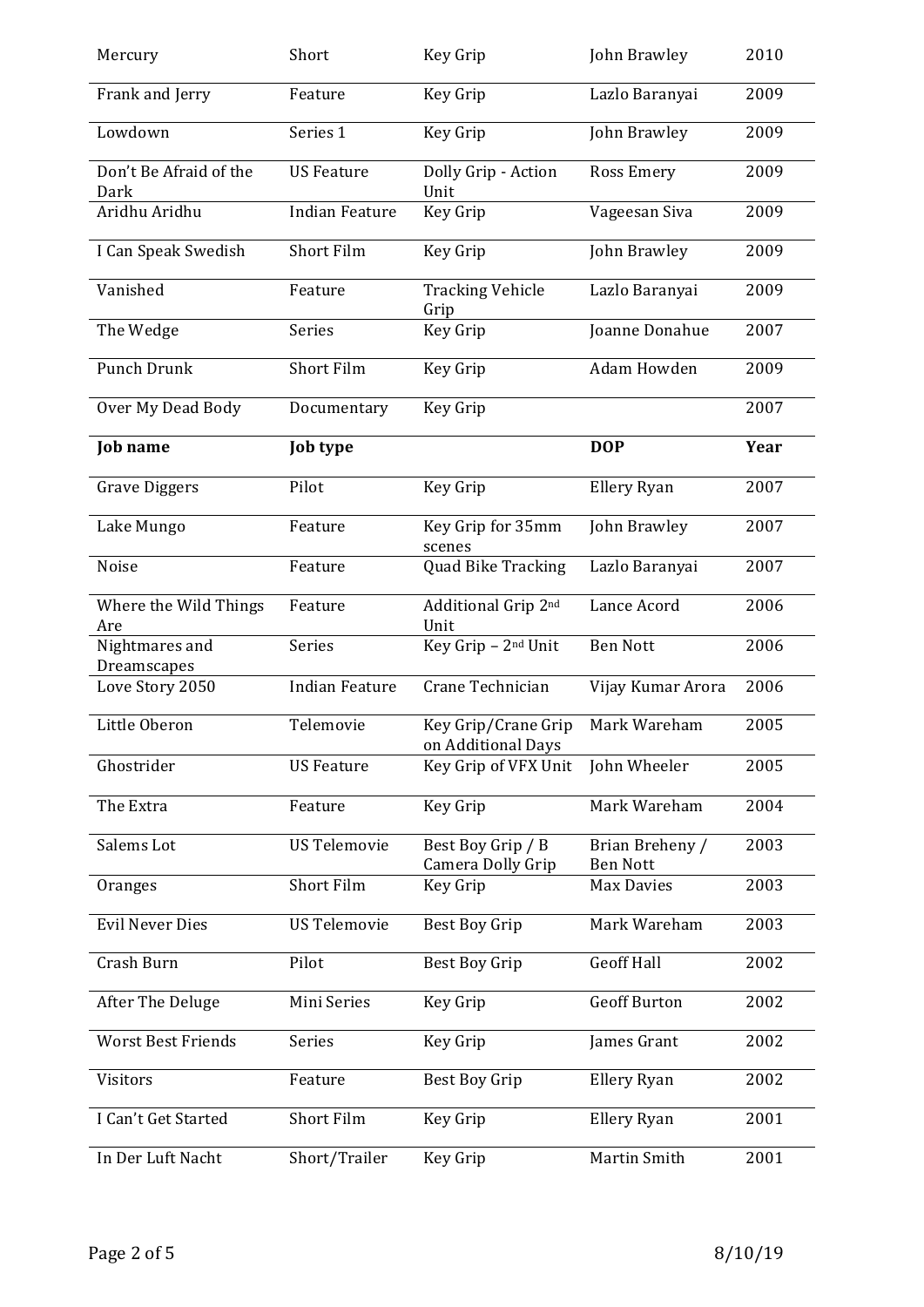| Mercury | Short | Key Grip | John Brawley | 2010 |
|---|---|---|---|---|
| Frank and Jerry | Feature | Key Grip | Lazlo Baranyai | 2009 |
| Lowdown | Series 1 | Key Grip | John Brawley | 2009 |
| Don't Be Afraid of the Dark | US Feature | Dolly Grip - Action Unit | Ross Emery | 2009 |
| Aridhu Aridhu | Indian Feature | Key Grip | Vageesan Siva | 2009 |
| I Can Speak Swedish | Short Film | Key Grip | John Brawley | 2009 |
| Vanished | Feature | Tracking Vehicle Grip | Lazlo Baranyai | 2009 |
| The Wedge | Series | Key Grip | Joanne Donahue | 2007 |
| Punch Drunk | Short Film | Key Grip | Adam Howden | 2009 |
| Over My Dead Body | Documentary | Key Grip | | 2007 |
| **Job name** | **Job type** | | **DOP** | **Year** |
| Grave Diggers | Pilot | Key Grip | Ellery Ryan | 2007 |
| Lake Mungo | Feature | Key Grip for 35mm scenes | John Brawley | 2007 |
| Noise | Feature | Quad Bike Tracking | Lazlo Baranyai | 2007 |
| Where the Wild Things Are | Feature | Additional Grip 2nd Unit | Lance Acord | 2006 |
| Nightmares and Dreamscapes | Series | Key Grip – 2nd Unit | Ben Nott | 2006 |
| Love Story 2050 | Indian Feature | Crane Technician | Vijay Kumar Arora | 2006 |
| Little Oberon | Telemovie | Key Grip/Crane Grip on Additional Days | Mark Wareham | 2005 |
| Ghostrider | US Feature | Key Grip of VFX Unit | John Wheeler | 2005 |
| The Extra | Feature | Key Grip | Mark Wareham | 2004 |
| Salems Lot | US Telemovie | Best Boy Grip / B Camera Dolly Grip | Brian Breheny / Ben Nott | 2003 |
| Oranges | Short Film | Key Grip | Max Davies | 2003 |
| Evil Never Dies | US Telemovie | Best Boy Grip | Mark Wareham | 2003 |
| Crash Burn | Pilot | Best Boy Grip | Geoff Hall | 2002 |
| After The Deluge | Mini Series | Key Grip | Geoff Burton | 2002 |
| Worst Best Friends | Series | Key Grip | James Grant | 2002 |
| Visitors | Feature | Best Boy Grip | Ellery Ryan | 2002 |
| I Can't Get Started | Short Film | Key Grip | Ellery Ryan | 2001 |
| In Der Luft Nacht | Short/Trailer | Key Grip | Martin Smith | 2001 |

8/10/19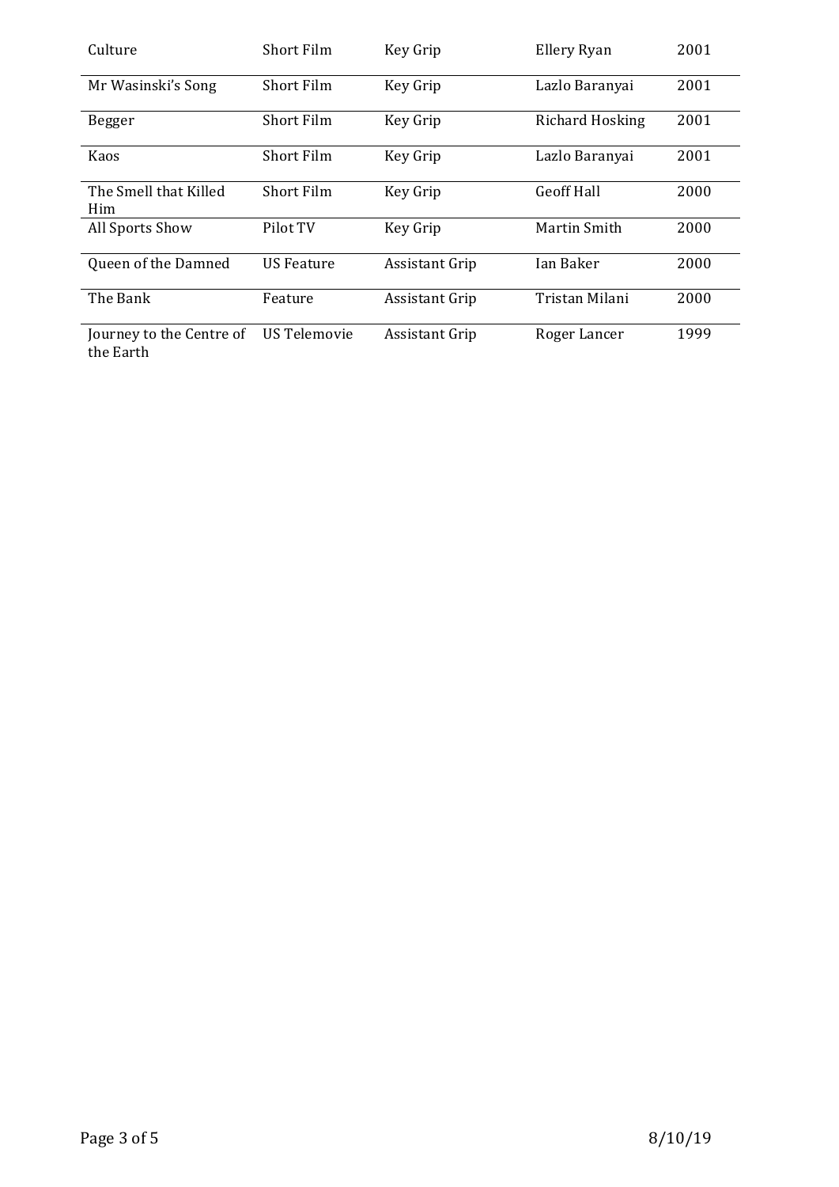| | | | | |
|---|---|---|---|---|
| Culture | Short Film | Key Grip | Ellery Ryan | 2001 |
| Mr Wasinski's Song | Short Film | Key Grip | Lazlo Baranyai | 2001 |
| Begger | Short Film | Key Grip | Richard Hosking | 2001 |
| Kaos | Short Film | Key Grip | Lazlo Baranyai | 2001 |
| The Smell that Killed Him | Short Film | Key Grip | Geoff Hall | 2000 |
| All Sports Show | Pilot TV | Key Grip | Martin Smith | 2000 |
| Queen of the Damned | US Feature | Assistant Grip | Ian Baker | 2000 |
| The Bank | Feature | Assistant Grip | Tristan Milani | 2000 |
| Journey to the Centre of the Earth | US Telemovie | Assistant Grip | Roger Lancer | 1999 |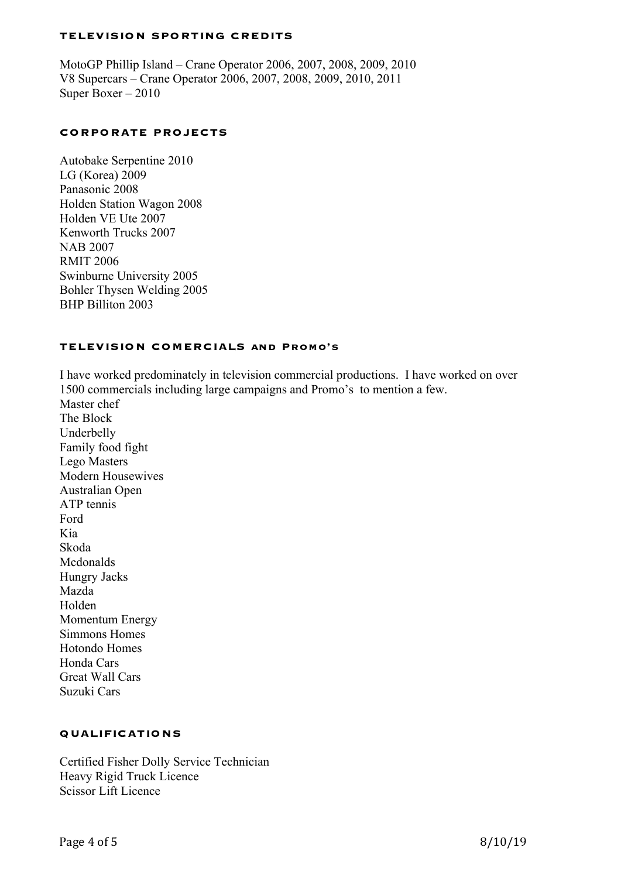## TELEVISION SPORTING CREDITS

MotoGP Phillip Island – Crane Operator 2006, 2007, 2008, 2009, 2010
V8 Supercars – Crane Operator 2006, 2007, 2008, 2009, 2010, 2011
Super Boxer – 2010

## CORPORATE PROJECTS

Autobake Serpentine 2010
LG (Korea) 2009
Panasonic 2008
Holden Station Wagon 2008
Holden VE Ute 2007
Kenworth Trucks 2007
NAB 2007
RMIT 2006
Swinburne University 2005
Bohler Thysen Welding 2005
BHP Billiton 2003

## TELEVISION COMERCIALS and Promo's

I have worked predominately in television commercial productions. I have worked on over 1500 commercials including large campaigns and Promo's to mention a few.
Master chef
The Block
Underbelly
Family food fight
Lego Masters
Modern Housewives
Australian Open
ATP tennis
Ford
Kia
Skoda
Mcdonalds
Hungry Jacks
Mazda
Holden
Momentum Energy
Simmons Homes
Hotondo Homes
Honda Cars
Great Wall Cars
Suzuki Cars

## QUALIFICATIONS

Certified Fisher Dolly Service Technician
Heavy Rigid Truck Licence
Scissor Lift Licence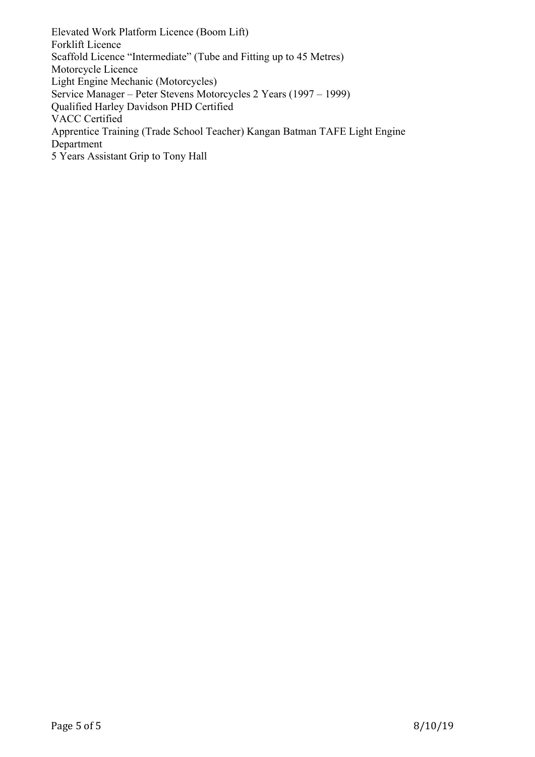Elevated Work Platform Licence (Boom Lift)
Forklift Licence
Scaffold Licence “Intermediate” (Tube and Fitting up to 45 Metres)
Motorcycle Licence
Light Engine Mechanic (Motorcycles)
Service Manager – Peter Stevens Motorcycles 2 Years (1997 – 1999)
Qualified Harley Davidson PHD Certified
VACC Certified
Apprentice Training (Trade School Teacher) Kangan Batman TAFE Light Engine Department
5 Years Assistant Grip to Tony Hall